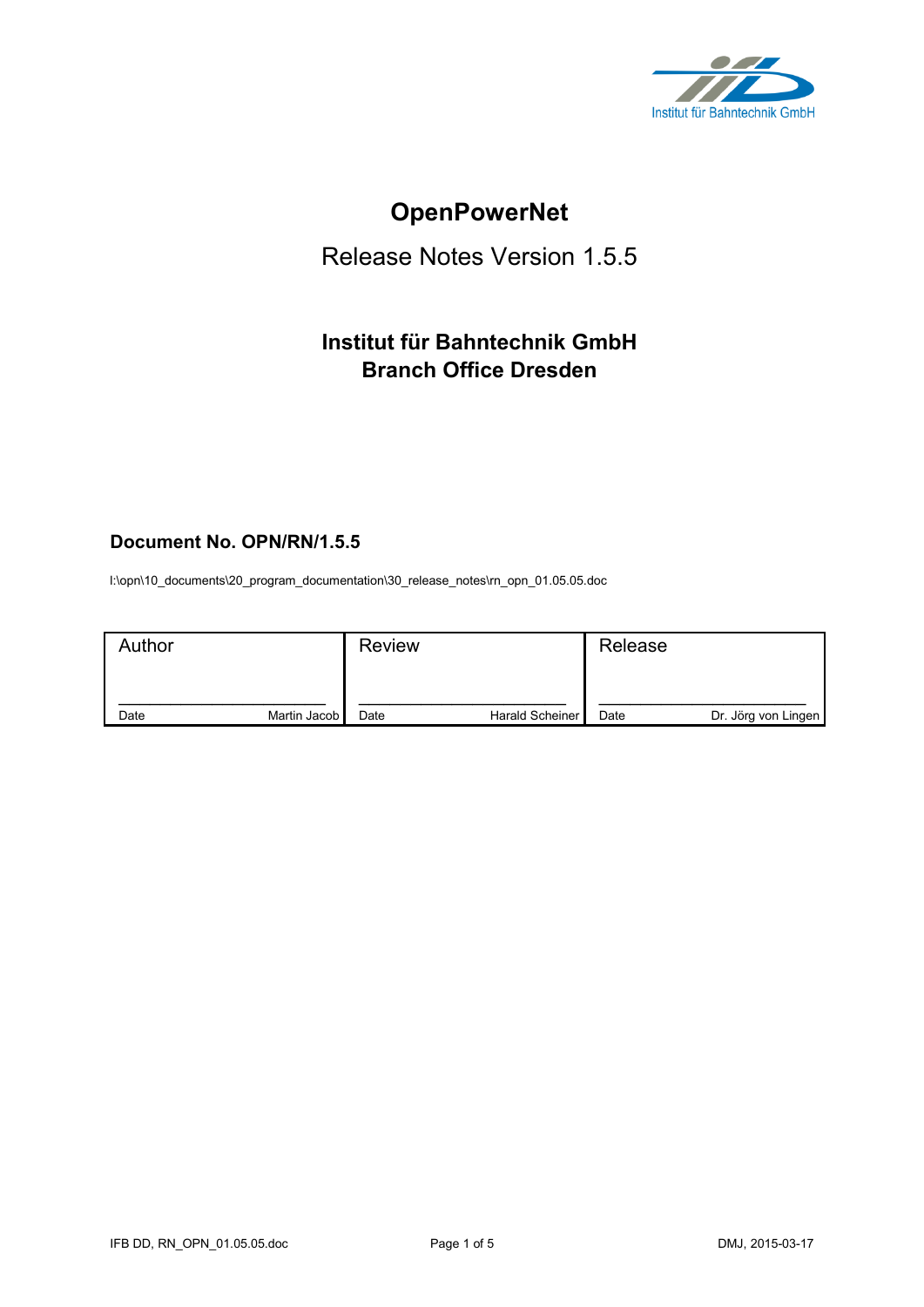# OpenPowerNet

Release Notes Version 1.5.5

**Institut für Bahntechnik GmbH**
**Branch Office Dresden**

**Document No. OPN/RN/1.5.5**

I:\opn\10_documents\20_program_documentation\30_release_notes\rn_opn_01.05.05.doc

| Author | Review | Release |
|---|---|---|
| Date Martin Jacob | Date Harald Scheiner | Date Dr. Jörg von Lingen |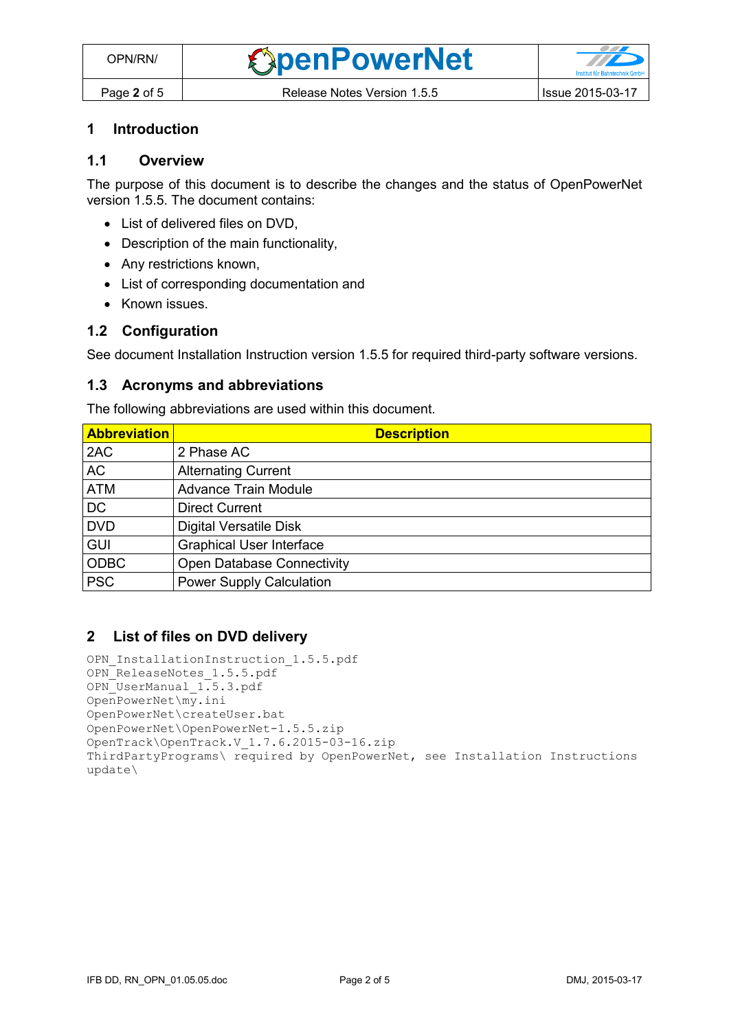# 1 Introduction

## 1.1 Overview

The purpose of this document is to describe the changes and the status of OpenPowerNet version 1.5.5. The document contains:

- List of delivered files on DVD,
- Description of the main functionality,
- Any restrictions known,
- List of corresponding documentation and
- Known issues.

## 1.2 Configuration

See document Installation Instruction version 1.5.5 for required third-party software versions.

## 1.3 Acronyms and abbreviations

The following abbreviations are used within this document.

| Abbreviation | Description |
| --- | --- |
| 2AC | 2 Phase AC |
| AC | Alternating Current |
| ATM | Advance Train Module |
| DC | Direct Current |
| DVD | Digital Versatile Disk |
| GUI | Graphical User Interface |
| ODBC | Open Database Connectivity |
| PSC | Power Supply Calculation |

# 2 List of files on DVD delivery

```
OPN_InstallationInstruction_1.5.5.pdf
OPN_ReleaseNotes_1.5.5.pdf
OPN_UserManual_1.5.3.pdf
OpenPowerNet\my.ini
OpenPowerNet\createUser.bat
OpenPowerNet\OpenPowerNet-1.5.5.zip
OpenTrack\OpenTrack.V_1.7.6.2015-03-16.zip
ThirdPartyPrograms\ required by OpenPowerNet, see Installation Instructions
update\
```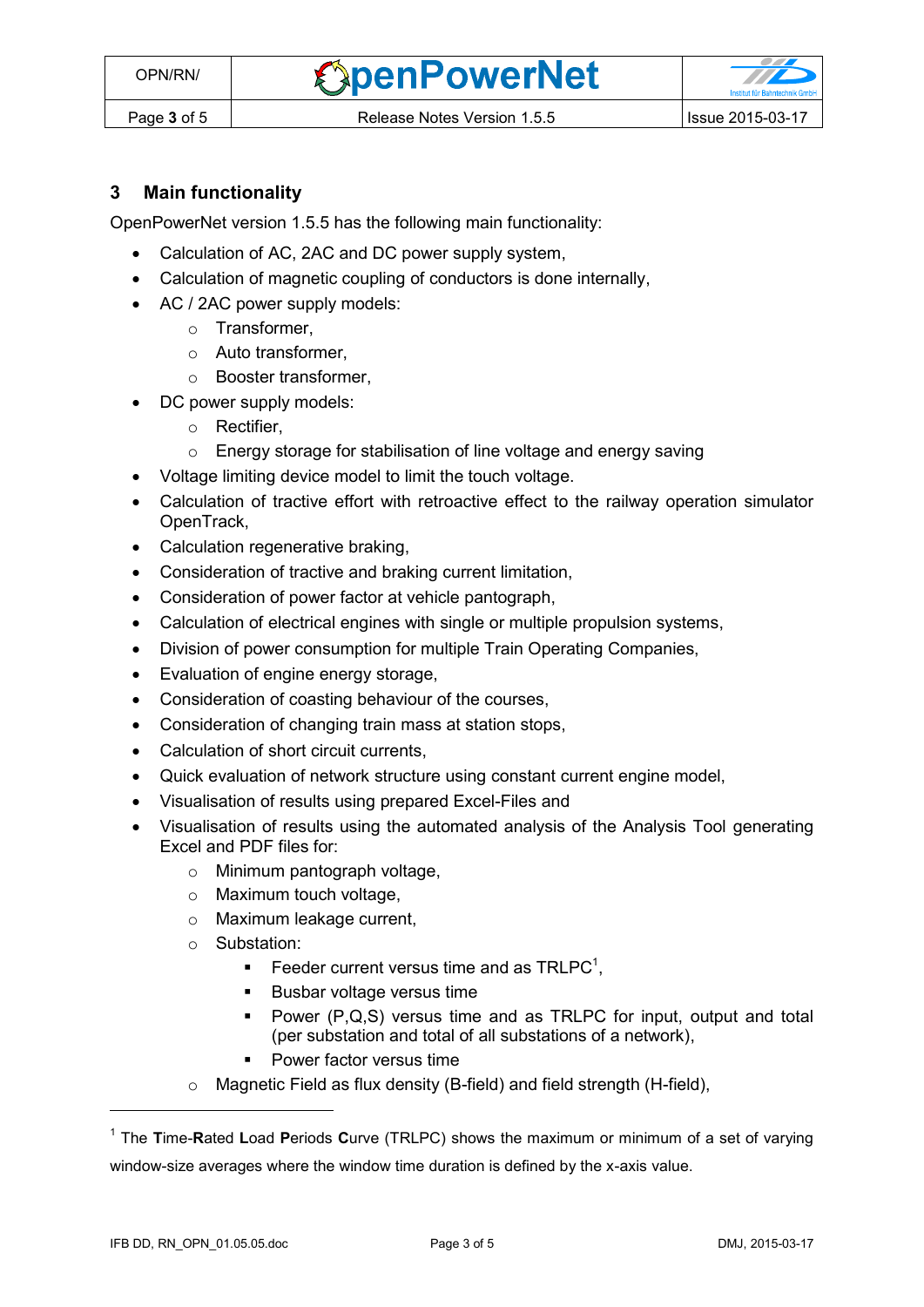## 3 Main functionality

OpenPowerNet version 1.5.5 has the following main functionality:

- Calculation of AC, 2AC and DC power supply system,
- Calculation of magnetic coupling of conductors is done internally,
- AC / 2AC power supply models:
    - Transformer,
    - Auto transformer,
    - Booster transformer,
- DC power supply models:
    - Rectifier,
    - Energy storage for stabilisation of line voltage and energy saving
- Voltage limiting device model to limit the touch voltage.
- Calculation of tractive effort with retroactive effect to the railway operation simulator OpenTrack,
- Calculation regenerative braking,
- Consideration of tractive and braking current limitation,
- Consideration of power factor at vehicle pantograph,
- Calculation of electrical engines with single or multiple propulsion systems,
- Division of power consumption for multiple Train Operating Companies,
- Evaluation of engine energy storage,
- Consideration of coasting behaviour of the courses,
- Consideration of changing train mass at station stops,
- Calculation of short circuit currents,
- Quick evaluation of network structure using constant current engine model,
- Visualisation of results using prepared Excel-Files and
- Visualisation of results using the automated analysis of the Analysis Tool generating Excel and PDF files for:
    - Minimum pantograph voltage,
    - Maximum touch voltage,
    - Maximum leakage current,
    - Substation:
        - Feeder current versus time and as TRLPC[1],
        - Busbar voltage versus time
        - Power (P,Q,S) versus time and as TRLPC for input, output and total (per substation and total of all substations of a network),
        - Power factor versus time
    - Magnetic Field as flux density (B-field) and field strength (H-field),

---

[1] The **T**ime-**R**ated **L**oad **P**eriods **C**urve (TRLPC) shows the maximum or minimum of a set of varying window-size averages where the window time duration is defined by the x-axis value.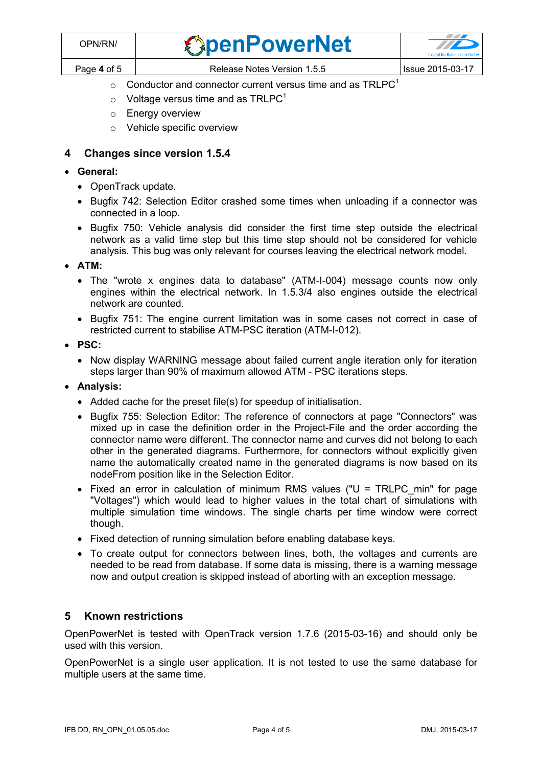- Conductor and connector current versus time and as TRLPC[1]
  - Voltage versus time and as TRLPC[1]
  - Energy overview
  - Vehicle specific overview

## 4 Changes since version 1.5.4

- **General:**
  - OpenTrack update.
  - Bugfix 742: Selection Editor crashed some times when unloading if a connector was connected in a loop.
  - Bugfix 750: Vehicle analysis did consider the first time step outside the electrical network as a valid time step but this time step should not be considered for vehicle analysis. This bug was only relevant for courses leaving the electrical network model.
- **ATM:**
  - The "wrote x engines data to database" (ATM-I-004) message counts now only engines within the electrical network. In 1.5.3/4 also engines outside the electrical network are counted.
  - Bugfix 751: The engine current limitation was in some cases not correct in case of restricted current to stabilise ATM-PSC iteration (ATM-I-012).
- **PSC:**
  - Now display WARNING message about failed current angle iteration only for iteration steps larger than 90% of maximum allowed ATM - PSC iterations steps.
- **Analysis:**
  - Added cache for the preset file(s) for speedup of initialisation.
  - Bugfix 755: Selection Editor: The reference of connectors at page "Connectors" was mixed up in case the definition order in the Project-File and the order according the connector name were different. The connector name and curves did not belong to each other in the generated diagrams. Furthermore, for connectors without explicitly given name the automatically created name in the generated diagrams is now based on its nodeFrom position like in the Selection Editor.
  - Fixed an error in calculation of minimum RMS values ("U = TRLPC_min" for page "Voltages") which would lead to higher values in the total chart of simulations with multiple simulation time windows. The single charts per time window were correct though.
  - Fixed detection of running simulation before enabling database keys.
  - To create output for connectors between lines, both, the voltages and currents are needed to be read from database. If some data is missing, there is a warning message now and output creation is skipped instead of aborting with an exception message.

## 5 Known restrictions

OpenPowerNet is tested with OpenTrack version 1.7.6 (2015-03-16) and should only be used with this version.

OpenPowerNet is a single user application. It is not tested to use the same database for multiple users at the same time.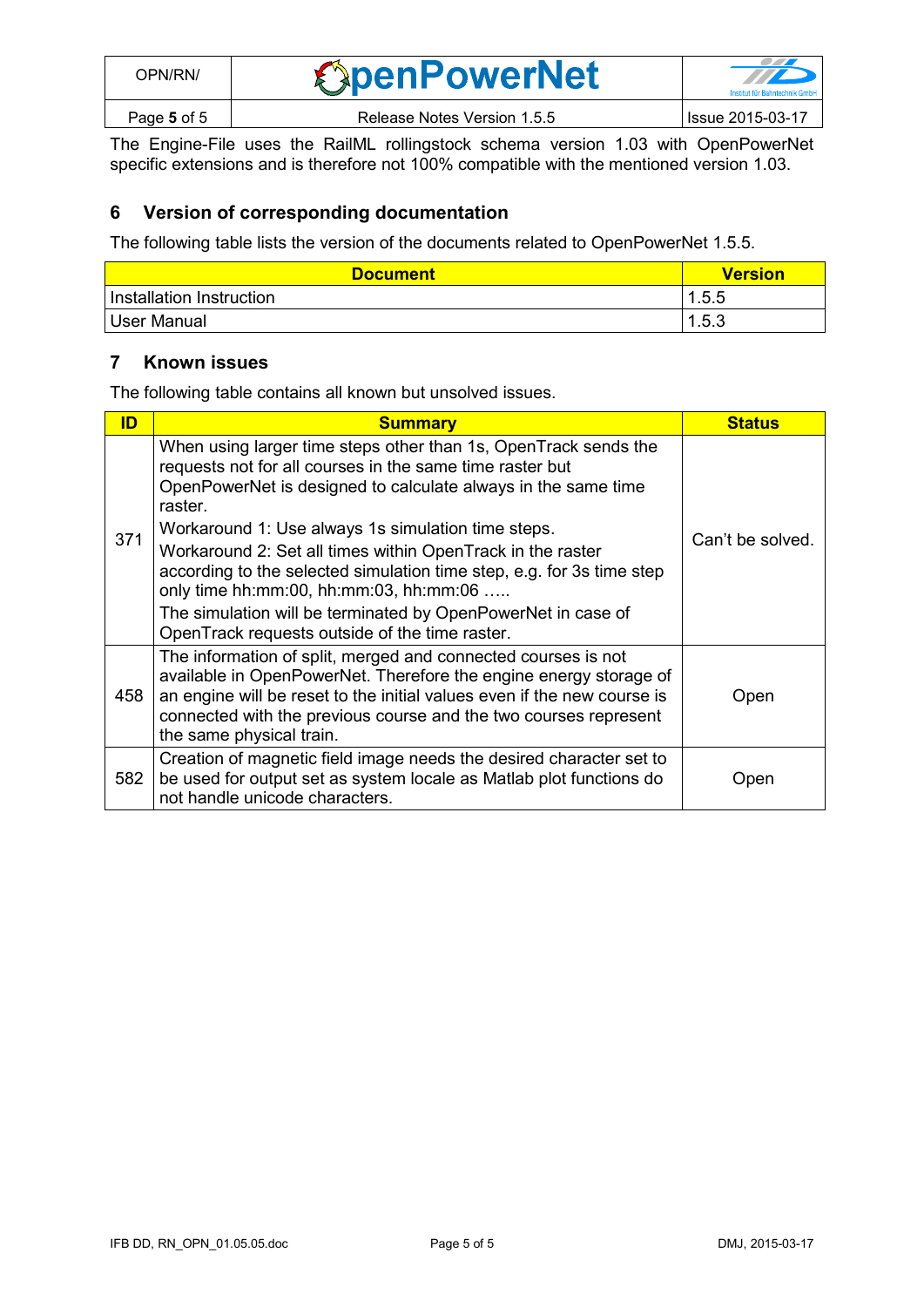The Engine-File uses the RailML rollingstock schema version 1.03 with OpenPowerNet specific extensions and is therefore not 100% compatible with the mentioned version 1.03.

## 6 Version of corresponding documentation

The following table lists the version of the documents related to OpenPowerNet 1.5.5.

| Document | Version |
|---|---|
| Installation Instruction | 1.5.5 |
| User Manual | 1.5.3 |

## 7 Known issues

The following table contains all known but unsolved issues.

| ID | Summary | Status |
|---|---|---|
| 371 | When using larger time steps other than 1s, OpenTrack sends the requests not for all courses in the same time raster but OpenPowerNet is designed to calculate always in the same time raster.<br>Workaround 1: Use always 1s simulation time steps.<br>Workaround 2: Set all times within OpenTrack in the raster according to the selected simulation time step, e.g. for 3s time step only time hh:mm:00, hh:mm:03, hh:mm:06 …..<br>The simulation will be terminated by OpenPowerNet in case of OpenTrack requests outside of the time raster. | Can't be solved. |
| 458 | The information of split, merged and connected courses is not available in OpenPowerNet. Therefore the engine energy storage of an engine will be reset to the initial values even if the new course is connected with the previous course and the two courses represent the same physical train. | Open |
| 582 | Creation of magnetic field image needs the desired character set to be used for output set as system locale as Matlab plot functions do not handle unicode characters. | Open |